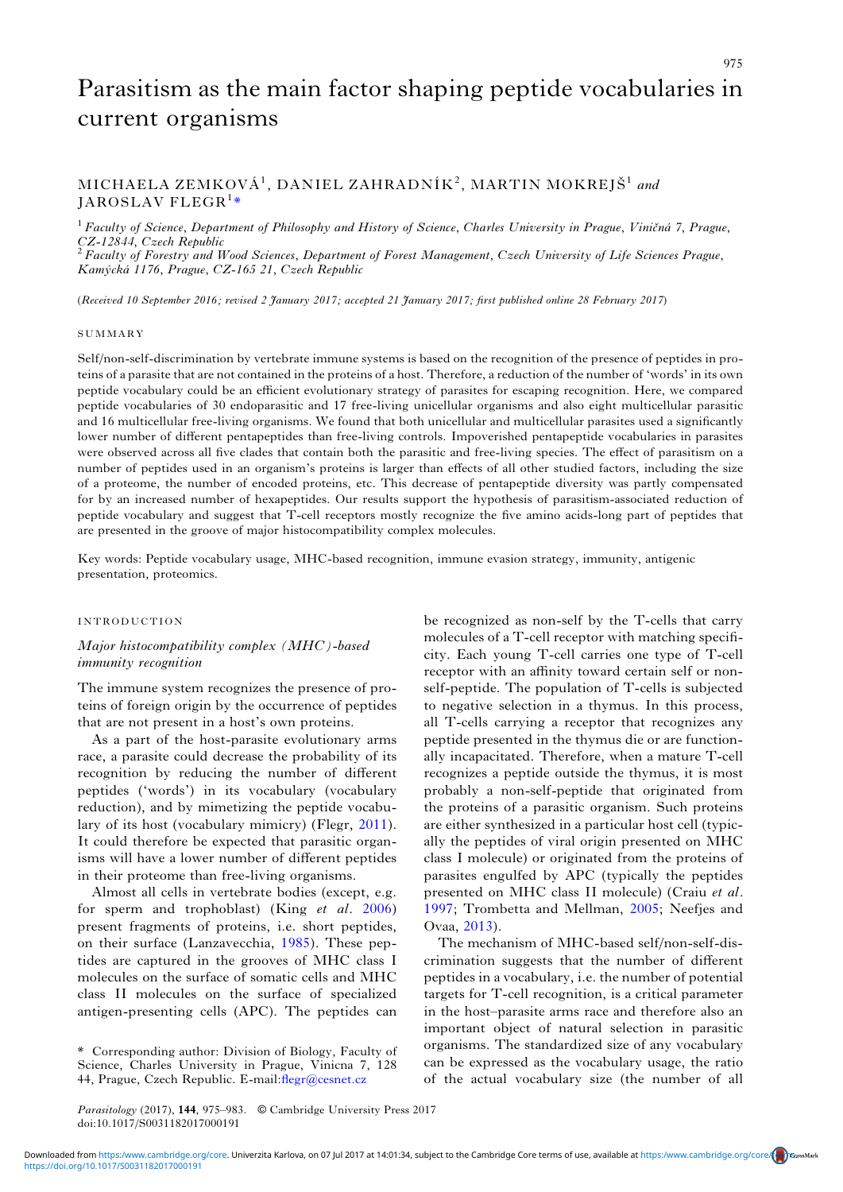# Parasitism as the main factor shaping peptide vocabularies in current organisms

MICHAELA ZEMKOVÁ[1], DANIEL ZAHRADNÍK[2], MARTIN MOKREJŠ[1] and JAROSLAV FLEGR[1]*

[1] *Faculty of Science, Department of Philosophy and History of Science, Charles University in Prague, Viničná 7, Prague, CZ-12844, Czech Republic*
[2] *Faculty of Forestry and Wood Sciences, Department of Forest Management, Czech University of Life Sciences Prague, Kamýcká 1176, Prague, CZ-165 21, Czech Republic*

(*Received 10 September 2016; revised 2 January 2017; accepted 21 January 2017; first published online 28 February 2017*)

## SUMMARY

Self/non-self-discrimination by vertebrate immune systems is based on the recognition of the presence of peptides in proteins of a parasite that are not contained in the proteins of a host. Therefore, a reduction of the number of 'words' in its own peptide vocabulary could be an efficient evolutionary strategy of parasites for escaping recognition. Here, we compared peptide vocabularies of 30 endoparasitic and 17 free-living unicellular organisms and also eight multicellular parasitic and 16 multicellular free-living organisms. We found that both unicellular and multicellular parasites used a significantly lower number of different pentapeptides than free-living controls. Impoverished pentapeptide vocabularies in parasites were observed across all five clades that contain both the parasitic and free-living species. The effect of parasitism on a number of peptides used in an organism's proteins is larger than effects of all other studied factors, including the size of a proteome, the number of encoded proteins, etc. This decrease of pentapeptide diversity was partly compensated for by an increased number of hexapeptides. Our results support the hypothesis of parasitism-associated reduction of peptide vocabulary and suggest that T-cell receptors mostly recognize the five amino acids-long part of peptides that are presented in the groove of major histocompatibility complex molecules.

Key words: Peptide vocabulary usage, MHC-based recognition, immune evasion strategy, immunity, antigenic presentation, proteomics.

## INTRODUCTION

### *Major histocompatibility complex (MHC)-based immunity recognition*

The immune system recognizes the presence of proteins of foreign origin by the occurrence of peptides that are not present in a host's own proteins.

As a part of the host-parasite evolutionary arms race, a parasite could decrease the probability of its recognition by reducing the number of different peptides ('words') in its vocabulary (vocabulary reduction), and by mimetizing the peptide vocabulary of its host (vocabulary mimicry) (Flegr, 2011). It could therefore be expected that parasitic organisms will have a lower number of different peptides in their proteome than free-living organisms.

Almost all cells in vertebrate bodies (except, e.g. for sperm and trophoblast) (King *et al*. 2006) present fragments of proteins, i.e. short peptides, on their surface (Lanzavecchia, 1985). These peptides are captured in the grooves of MHC class I molecules on the surface of somatic cells and MHC class II molecules on the surface of specialized antigen-presenting cells (APC). The peptides can be recognized as non-self by the T-cells that carry molecules of a T-cell receptor with matching specificity. Each young T-cell carries one type of T-cell receptor with an affinity toward certain self or non-self-peptide. The population of T-cells is subjected to negative selection in a thymus. In this process, all T-cells carrying a receptor that recognizes any peptide presented in the thymus die or are functionally incapacitated. Therefore, when a mature T-cell recognizes a peptide outside the thymus, it is most probably a non-self-peptide that originated from the proteins of a parasitic organism. Such proteins are either synthesized in a particular host cell (typically the peptides of viral origin presented on MHC class I molecule) or originated from the proteins of parasites engulfed by APC (typically the peptides presented on MHC class II molecule) (Craiu *et al*. 1997; Trombetta and Mellman, 2005; Neefjes and Ovaa, 2013).

The mechanism of MHC-based self/non-self-discrimination suggests that the number of different peptides in a vocabulary, i.e. the number of potential targets for T-cell recognition, is a critical parameter in the host–parasite arms race and therefore also an important object of natural selection in parasitic organisms. The standardized size of any vocabulary can be expressed as the vocabulary usage, the ratio of the actual vocabulary size (the number of all

\* Corresponding author: Division of Biology, Faculty of Science, Charles University in Prague, Vinicna 7, 128 44, Prague, Czech Republic. E-mail: flegr@cesnet.cz

doi:10.1017/S0031182017000191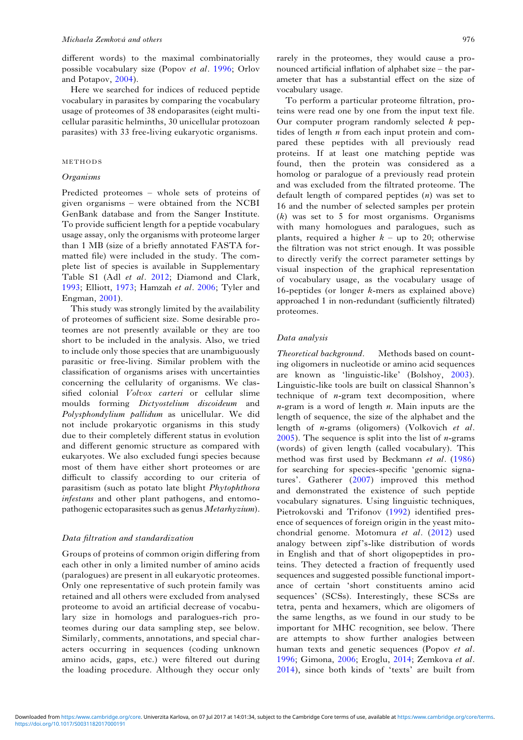different words) to the maximal combinatorially possible vocabulary size (Popov *et al*. 1996; Orlov and Potapov, 2004).

Here we searched for indices of reduced peptide vocabulary in parasites by comparing the vocabulary usage of proteomes of 38 endoparasites (eight multicellular parasitic helminths, 30 unicellular protozoan parasites) with 33 free-living eukaryotic organisms.

## METHODS

### Organisms

Predicted proteomes – whole sets of proteins of given organisms – were obtained from the NCBI GenBank database and from the Sanger Institute. To provide sufficient length for a peptide vocabulary usage assay, only the organisms with proteome larger than 1 MB (size of a briefly annotated FASTA formatted file) were included in the study. The complete list of species is available in Supplementary Table S1 (Adl *et al*. 2012; Diamond and Clark, 1993; Elliott, 1973; Hamzah *et al*. 2006; Tyler and Engman, 2001).

This study was strongly limited by the availability of proteomes of sufficient size. Some desirable proteomes are not presently available or they are too short to be included in the analysis. Also, we tried to include only those species that are unambiguously parasitic or free-living. Similar problem with the classification of organisms arises with uncertainties concerning the cellularity of organisms. We classified colonial *Volvox carteri* or cellular slime moulds forming *Dictyostelium discoideum* and *Polysphondylium pallidum* as unicellular. We did not include prokaryotic organisms in this study due to their completely different status in evolution and different genomic structure as compared with eukaryotes. We also excluded fungi species because most of them have either short proteomes or are difficult to classify according to our criteria of parasitism (such as potato late blight *Phytophthora infestans* and other plant pathogens, and entomopathogenic ectoparasites such as genus *Metarhyzium*).

### Data filtration and standardization

Groups of proteins of common origin differing from each other in only a limited number of amino acids (paralogues) are present in all eukaryotic proteomes. Only one representative of such protein family was retained and all others were excluded from analysed proteome to avoid an artificial decrease of vocabulary size in homologs and paralogues-rich proteomes during our data sampling step, see below. Similarly, comments, annotations, and special characters occurring in sequences (coding unknown amino acids, gaps, etc.) were filtered out during the loading procedure. Although they occur only rarely in the proteomes, they would cause a pronounced artificial inflation of alphabet size – the parameter that has a substantial effect on the size of vocabulary usage.

To perform a particular proteome filtration, proteins were read one by one from the input text file. Our computer program randomly selected $k$ peptides of length $n$ from each input protein and compared these peptides with all previously read proteins. If at least one matching peptide was found, then the protein was considered as a homolog or paralogue of a previously read protein and was excluded from the filtrated proteome. The default length of compared peptides ($n$) was set to 16 and the number of selected samples per protein ($k$) was set to 5 for most organisms. Organisms with many homologues and paralogues, such as plants, required a higher $k$ – up to 20; otherwise the filtration was not strict enough. It was possible to directly verify the correct parameter settings by visual inspection of the graphical representation of vocabulary usage, as the vocabulary usage of 16-peptides (or longer $k$-mers as explained above) approached 1 in non-redundant (sufficiently filtrated) proteomes.

### Data analysis

*Theoretical background*. Methods based on counting oligomers in nucleotide or amino acid sequences are known as 'linguistic-like' (Bolshoy, 2003). Linguistic-like tools are built on classical Shannon's technique of $n$-gram text decomposition, where $n$-gram is a word of length $n$. Main inputs are the length of sequence, the size of the alphabet and the length of $n$-grams (oligomers) (Volkovich *et al*. 2005). The sequence is split into the list of $n$-grams (words) of given length (called vocabulary). This method was first used by Beckmann *et al*. (1986) for searching for species-specific 'genomic signatures'. Gatherer (2007) improved this method and demonstrated the existence of such peptide vocabulary signatures. Using linguistic techniques, Pietrokovski and Trifonov (1992) identified presence of sequences of foreign origin in the yeast mitochondrial genome. Motomura *et al*. (2012) used analogy between zipf's-like distribution of words in English and that of short oligopeptides in proteins. They detected a fraction of frequently used sequences and suggested possible functional importance of certain 'short constituents amino acid sequences' (SCSs). Interestingly, these SCSs are tetra, penta and hexamers, which are oligomers of the same lengths, as we found in our study to be important for MHC recognition, see below. There are attempts to show further analogies between human texts and genetic sequences (Popov *et al*. 1996; Gimona, 2006; Eroglu, 2014; Zemkova *et al*. 2014), since both kinds of 'texts' are built from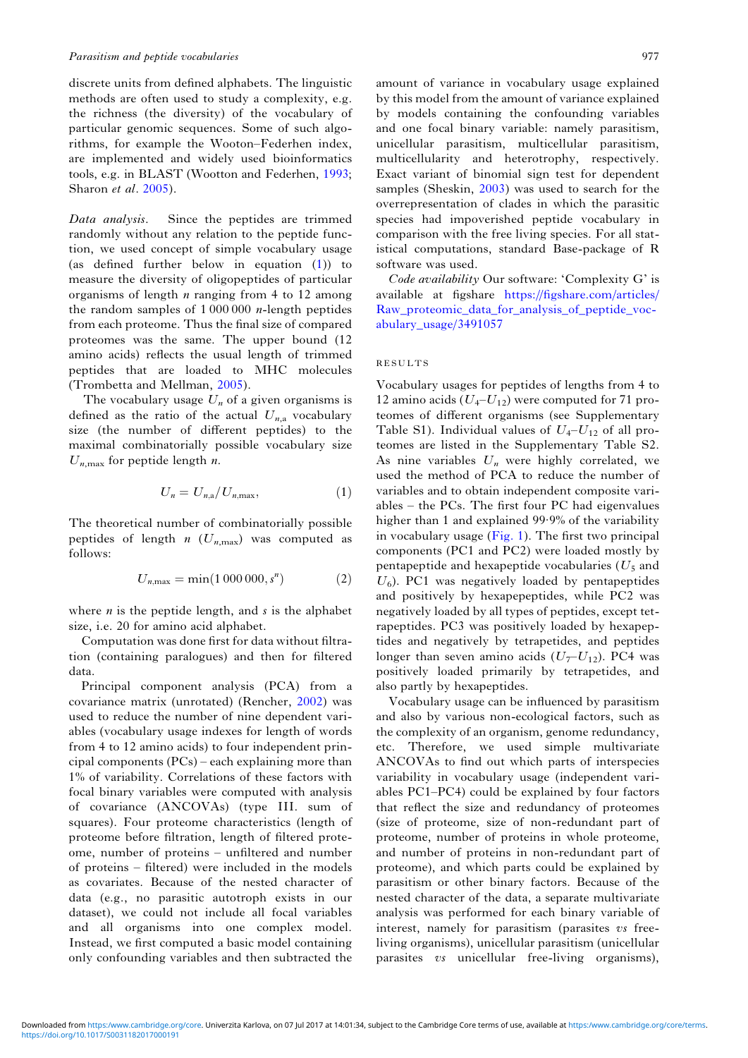discrete units from defined alphabets. The linguistic methods are often used to study a complexity, e.g. the richness (the diversity) of the vocabulary of particular genomic sequences. Some of such algorithms, for example the Wooton–Federhen index, are implemented and widely used bioinformatics tools, e.g. in BLAST (Wootton and Federhen, 1993; Sharon *et al*. 2005).

*Data analysis*. Since the peptides are trimmed randomly without any relation to the peptide function, we used concept of simple vocabulary usage (as defined further below in equation (1)) to measure the diversity of oligopeptides of particular organisms of length $n$ ranging from 4 to 12 among the random samples of 1 000 000 $n$-length peptides from each proteome. Thus the final size of compared proteomes was the same. The upper bound (12 amino acids) reflects the usual length of trimmed peptides that are loaded to MHC molecules (Trombetta and Mellman, 2005).

The vocabulary usage $U_n$ of a given organisms is defined as the ratio of the actual $U_{n,\mathrm{a}}$ vocabulary size (the number of different peptides) to the maximal combinatorially possible vocabulary size $U_{n,\max}$ for peptide length $n$.

$$U_n = U_{n,\mathrm{a}}/U_{n,\max}, \tag{1}$$

The theoretical number of combinatorially possible peptides of length $n$ ($U_{n,\max}$) was computed as follows:

$$U_{n,\max} = \min(1\,000\,000, s^n) \tag{2}$$

where $n$ is the peptide length, and $s$ is the alphabet size, i.e. 20 for amino acid alphabet.

Computation was done first for data without filtration (containing paralogues) and then for filtered data.

Principal component analysis (PCA) from a covariance matrix (unrotated) (Rencher, 2002) was used to reduce the number of nine dependent variables (vocabulary usage indexes for length of words from 4 to 12 amino acids) to four independent principal components (PCs) – each explaining more than 1% of variability. Correlations of these factors with focal binary variables were computed with analysis of covariance (ANCOVAs) (type III. sum of squares). Four proteome characteristics (length of proteome before filtration, length of filtered proteome, number of proteins – unfiltered and number of proteins – filtered) were included in the models as covariates. Because of the nested character of data (e.g., no parasitic autotroph exists in our dataset), we could not include all focal variables and all organisms into one complex model. Instead, we first computed a basic model containing only confounding variables and then subtracted the amount of variance in vocabulary usage explained by this model from the amount of variance explained by models containing the confounding variables and one focal binary variable: namely parasitism, unicellular parasitism, multicellular parasitism, multicellularity and heterotrophy, respectively. Exact variant of binomial sign test for dependent samples (Sheskin, 2003) was used to search for the overrepresentation of clades in which the parasitic species had impoverished peptide vocabulary in comparison with the free living species. For all statistical computations, standard Base-package of R software was used.

*Code availability* Our software: 'Complexity G' is available at figshare https://figshare.com/articles/Raw_proteomic_data_for_analysis_of_peptide_vocabulary_usage/3491057

## RESULTS

Vocabulary usages for peptides of lengths from 4 to 12 amino acids ($U_4$–$U_{12}$) were computed for 71 proteomes of different organisms (see Supplementary Table S1). Individual values of $U_4$–$U_{12}$ of all proteomes are listed in the Supplementary Table S2. As nine variables $U_n$ were highly correlated, we used the method of PCA to reduce the number of variables and to obtain independent composite variables – the PCs. The first four PC had eigenvalues higher than 1 and explained 99·9% of the variability in vocabulary usage (Fig. 1). The first two principal components (PC1 and PC2) were loaded mostly by pentapeptide and hexapeptide vocabularies ($U_5$ and $U_6$). PC1 was negatively loaded by pentapeptides and positively by hexapeptides, while PC2 was negatively loaded by all types of peptides, except tetrapeptides. PC3 was positively loaded by hexapeptides and negatively by tetrapetides, and peptides longer than seven amino acids ($U_7$–$U_{12}$). PC4 was positively loaded primarily by tetrapetides, and also partly by hexapeptides.

Vocabulary usage can be influenced by parasitism and also by various non-ecological factors, such as the complexity of an organism, genome redundancy, etc. Therefore, we used simple multivariate ANCOVAs to find out which parts of interspecies variability in vocabulary usage (independent variables PC1–PC4) could be explained by four factors that reflect the size and redundancy of proteomes (size of proteome, size of non-redundant part of proteome, number of proteins in whole proteome, and number of proteins in non-redundant part of proteome), and which parts could be explained by parasitism or other binary factors. Because of the nested character of the data, a separate multivariate analysis was performed for each binary variable of interest, namely for parasitism (parasites *vs* free-living organisms), unicellular parasitism (unicellular parasites *vs* unicellular free-living organisms),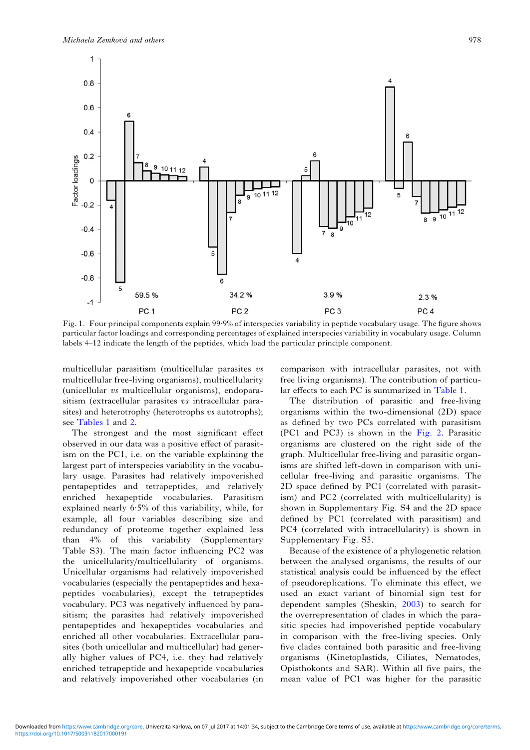Fig. 1. Four principal components explain 99·9% of interspecies variability in peptide vocabulary usage. The figure shows particular factor loadings and corresponding percentages of explained interspecies variability in vocabulary usage. Column labels 4–12 indicate the length of the peptides, which load the particular principle component.

multicellular parasitism (multicellular parasites *vs* multicellular free-living organisms), multicellularity (unicellular *vs* multicellular organisms), endoparasitism (extracellular parasites *vs* intracellular parasites) and heterotrophy (heterotrophs *vs* autotrophs); see Tables 1 and 2.

The strongest and the most significant effect observed in our data was a positive effect of parasitism on the PC1, i.e. on the variable explaining the largest part of interspecies variability in the vocabulary usage. Parasites had relatively impoverished pentapeptides and tetrapeptides, and relatively enriched hexapeptide vocabularies. Parasitism explained nearly 6·5% of this variability, while, for example, all four variables describing size and redundancy of proteome together explained less than 4% of this variability (Supplementary Table S3). The main factor influencing PC2 was the unicellularity/multicellularity of organisms. Unicellular organisms had relatively impoverished vocabularies (especially the pentapeptides and hexapeptides vocabularies), except the tetrapeptides vocabulary. PC3 was negatively influenced by parasitism; the parasites had relatively impoverished pentapeptides and hexapeptides vocabularies and enriched all other vocabularies. Extracellular parasites (both unicellular and multicellular) had generally higher values of PC4, i.e. they had relatively enriched tetrapeptide and hexapeptide vocabularies and relatively impoverished other vocabularies (in comparison with intracellular parasites, not with free living organisms). The contribution of particular effects to each PC is summarized in Table 1.

The distribution of parasitic and free-living organisms within the two-dimensional (2D) space as defined by two PCs correlated with parasitism (PC1 and PC3) is shown in the Fig. 2. Parasitic organisms are clustered on the right side of the graph. Multicellular free-living and parasitic organisms are shifted left-down in comparison with unicellular free-living and parasitic organisms. The 2D space defined by PC1 (correlated with parasitism) and PC2 (correlated with multicellularity) is shown in Supplementary Fig. S4 and the 2D space defined by PC1 (correlated with parasitism) and PC4 (correlated with intracellularity) is shown in Supplementary Fig. S5.

Because of the existence of a phylogenetic relation between the analysed organisms, the results of our statistical analysis could be influenced by the effect of pseudoreplications. To eliminate this effect, we used an exact variant of binomial sign test for dependent samples (Sheskin, 2003) to search for the overrepresentation of clades in which the parasitic species had impoverished peptide vocabulary in comparison with the free-living species. Only five clades contained both parasitic and free-living organisms (Kinetoplastids, Ciliates, Nematodes, Opisthokonts and SAR). Within all five pairs, the mean value of PC1 was higher for the parasitic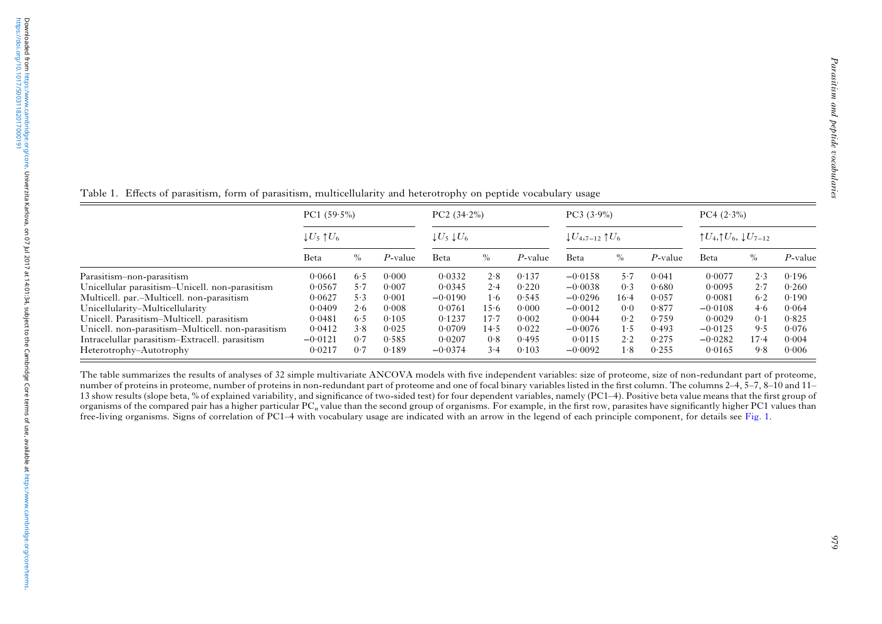Table 1. Effects of parasitism, form of parasitism, multicellularity and heterotrophy on peptide vocabulary usage

| | PC1 (59·5%) | | | PC2 (34·2%) | | | PC3 (3·9%) | | | PC4 (2·3%) | | |
|---|---|---|---|---|---|---|---|---|---|---|---|---|
| | $\downarrow U_5 \uparrow U_6$ | | | $\downarrow U_5 \downarrow U_6$ | | | $\downarrow U_{4,7\text{–}12} \uparrow U_6$ | | | $\uparrow U_4, \uparrow U_6, \downarrow U_{7\text{–}12}$ | | |
| | Beta | % | *P*-value | Beta | % | *P*-value | Beta | % | *P*-value | Beta | % | *P*-value |
| Parasitism–non-parasitism | 0·0661 | 6·5 | 0·000 | 0·0332 | 2·8 | 0·137 | −0·0158 | 5·7 | 0·041 | 0·0077 | 2·3 | 0·196 |
| Unicellular parasitism–Unicell. non-parasitism | 0·0567 | 5·7 | 0·007 | 0·0345 | 2·4 | 0·220 | −0·0038 | 0·3 | 0·680 | 0·0095 | 2·7 | 0·260 |
| Multicell. par.–Multicell. non-parasitism | 0·0627 | 5·3 | 0·001 | −0·0190 | 1·6 | 0·545 | −0·0296 | 16·4 | 0·057 | 0·0081 | 6·2 | 0·190 |
| Unicellularity–Multicellularity | 0·0409 | 2·6 | 0·008 | 0·0761 | 15·6 | 0·000 | −0·0012 | 0·0 | 0·877 | −0·0108 | 4·6 | 0·064 |
| Unicell. Parasitism–Multicell. parasitism | 0·0481 | 6·5 | 0·105 | 0·1237 | 17·7 | 0·002 | 0·0044 | 0·2 | 0·759 | 0·0029 | 0·1 | 0·825 |
| Unicell. non-parasitism–Multicell. non-parasitism | 0·0412 | 3·8 | 0·025 | 0·0709 | 14·5 | 0·022 | −0·0076 | 1·5 | 0·493 | −0·0125 | 9·5 | 0·076 |
| Intracelullar parasitism–Extracell. parasitism | −0·0121 | 0·7 | 0·585 | 0·0207 | 0·8 | 0·495 | 0·0115 | 2·2 | 0·275 | −0·0282 | 17·4 | 0·004 |
| Heterotrophy–Autotrophy | 0·0217 | 0·7 | 0·189 | −0·0374 | 3·4 | 0·103 | −0·0092 | 1·8 | 0·255 | 0·0165 | 9·8 | 0·006 |

The table summarizes the results of analyses of 32 simple multivariate ANCOVA models with five independent variables: size of proteome, size of non-redundant part of proteome, number of proteins in proteome, number of proteins in non-redundant part of proteome and one of focal binary variables listed in the first column. The columns 2–4, 5–7, 8–10 and 11–13 show results (slope beta, % of explained variability, and significance of two-sided test) for four dependent variables, namely (PC1–4). Positive beta value means that the first group of organisms of the compared pair has a higher particular $PC_n$ value than the second group of organisms. For example, in the first row, parasites have significantly higher PC1 values than free-living organisms. Signs of correlation of PC1–4 with vocabulary usage are indicated with an arrow in the legend of each principle component, for details see Fig. 1.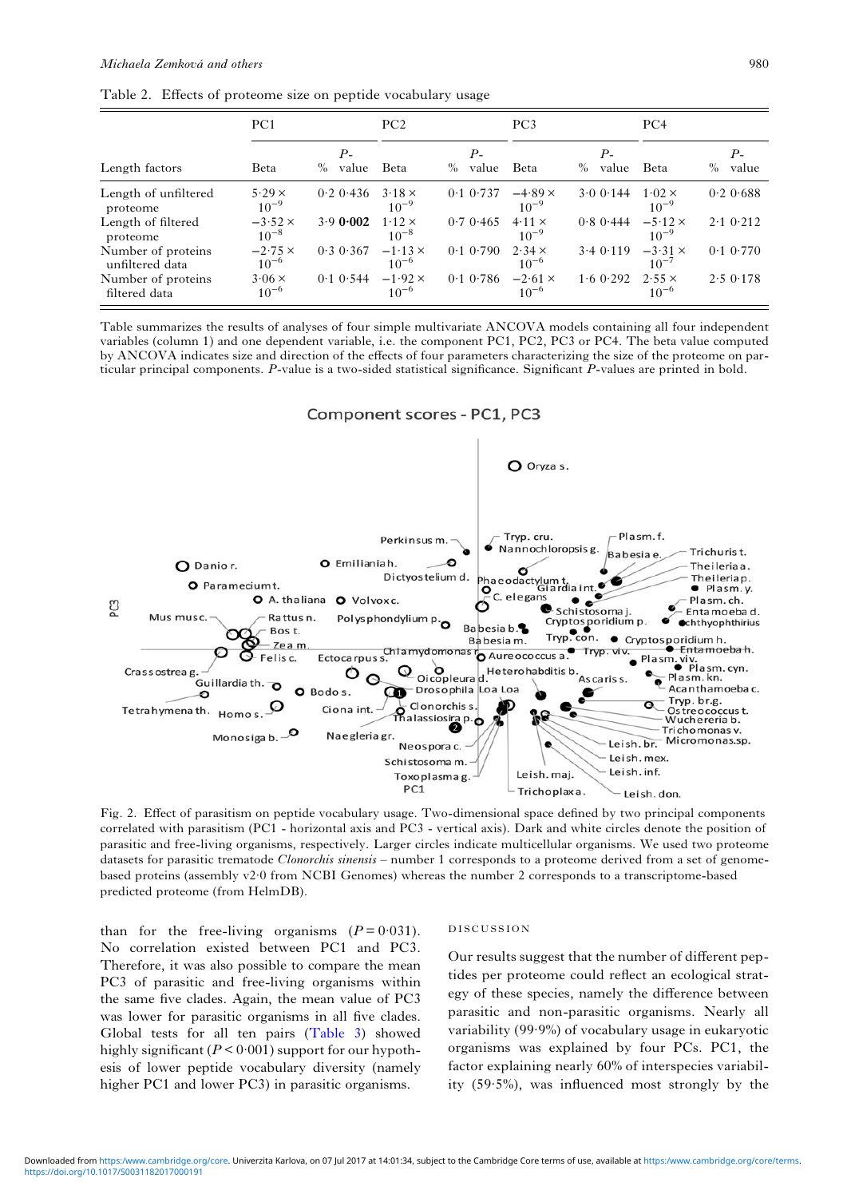Table 2. Effects of proteome size on peptide vocabulary usage

| Length factors | PC1 | | | PC2 | | | PC3 | | | PC4 | | |
|---|---|---|---|---|---|---|---|---|---|---|---|---|
| | Beta | % | *P*-value | Beta | % | *P*-value | Beta | % | *P*-value | Beta | % | *P*-value |
| Length of unfiltered proteome | $5{\cdot}29 \times 10^{-9}$ | 0·2 | 0·436 | $3{\cdot}18 \times 10^{-9}$ | 0·1 | 0·737 | $-4{\cdot}89 \times 10^{-9}$ | 3·0 | 0·144 | $1{\cdot}02 \times 10^{-9}$ | 0·2 | 0·688 |
| Length of filtered proteome | $-3{\cdot}52 \times 10^{-8}$ | 3·9 | **0·002** | $1{\cdot}12 \times 10^{-8}$ | 0·7 | 0·465 | $4{\cdot}11 \times 10^{-9}$ | 0·8 | 0·444 | $-5{\cdot}12 \times 10^{-9}$ | 2·1 | 0·212 |
| Number of proteins unfiltered data | $-2{\cdot}75 \times 10^{-6}$ | 0·3 | 0·367 | $-1{\cdot}13 \times 10^{-6}$ | 0·1 | 0·790 | $2{\cdot}34 \times 10^{-6}$ | 3·4 | 0·119 | $-3{\cdot}31 \times 10^{-7}$ | 0·1 | 0·770 |
| Number of proteins filtered data | $3{\cdot}06 \times 10^{-6}$ | 0·1 | 0·544 | $-1{\cdot}92 \times 10^{-6}$ | 0·1 | 0·786 | $-2{\cdot}61 \times 10^{-6}$ | 1·6 | 0·292 | $2{\cdot}55 \times 10^{-6}$ | 2·5 | 0·178 |

Table summarizes the results of analyses of four simple multivariate ANCOVA models containing all four independent variables (column 1) and one dependent variable, i.e. the component PC1, PC2, PC3 or PC4. The beta value computed by ANCOVA indicates size and direction of the effects of four parameters characterizing the size of the proteome on particular principal components. *P*-value is a two-sided statistical significance. Significant *P*-values are printed in bold.

Fig. 2. Effect of parasitism on peptide vocabulary usage. Two-dimensional space defined by two principal components correlated with parasitism (PC1 - horizontal axis and PC3 - vertical axis). Dark and white circles denote the position of parasitic and free-living organisms, respectively. Larger circles indicate multicellular organisms. We used two proteome datasets for parasitic trematode *Clonorchis sinensis* – number 1 corresponds to a proteome derived from a set of genome-based proteins (assembly v2·0 from NCBI Genomes) whereas the number 2 corresponds to a transcriptome-based predicted proteome (from HelmDB).

than for the free-living organisms ($P = 0{\cdot}031$). No correlation existed between PC1 and PC3. Therefore, it was also possible to compare the mean PC3 of parasitic and free-living organisms within the same five clades. Again, the mean value of PC3 was lower for parasitic organisms in all five clades. Global tests for all ten pairs (Table 3) showed highly significant ($P < 0{\cdot}001$) support for our hypothesis of lower peptide vocabulary diversity (namely higher PC1 and lower PC3) in parasitic organisms.

## DISCUSSION

Our results suggest that the number of different peptides per proteome could reflect an ecological strategy of these species, namely the difference between parasitic and non-parasitic organisms. Nearly all variability (99·9%) of vocabulary usage in eukaryotic organisms was explained by four PCs. PC1, the factor explaining nearly 60% of interspecies variability (59·5%), was influenced most strongly by the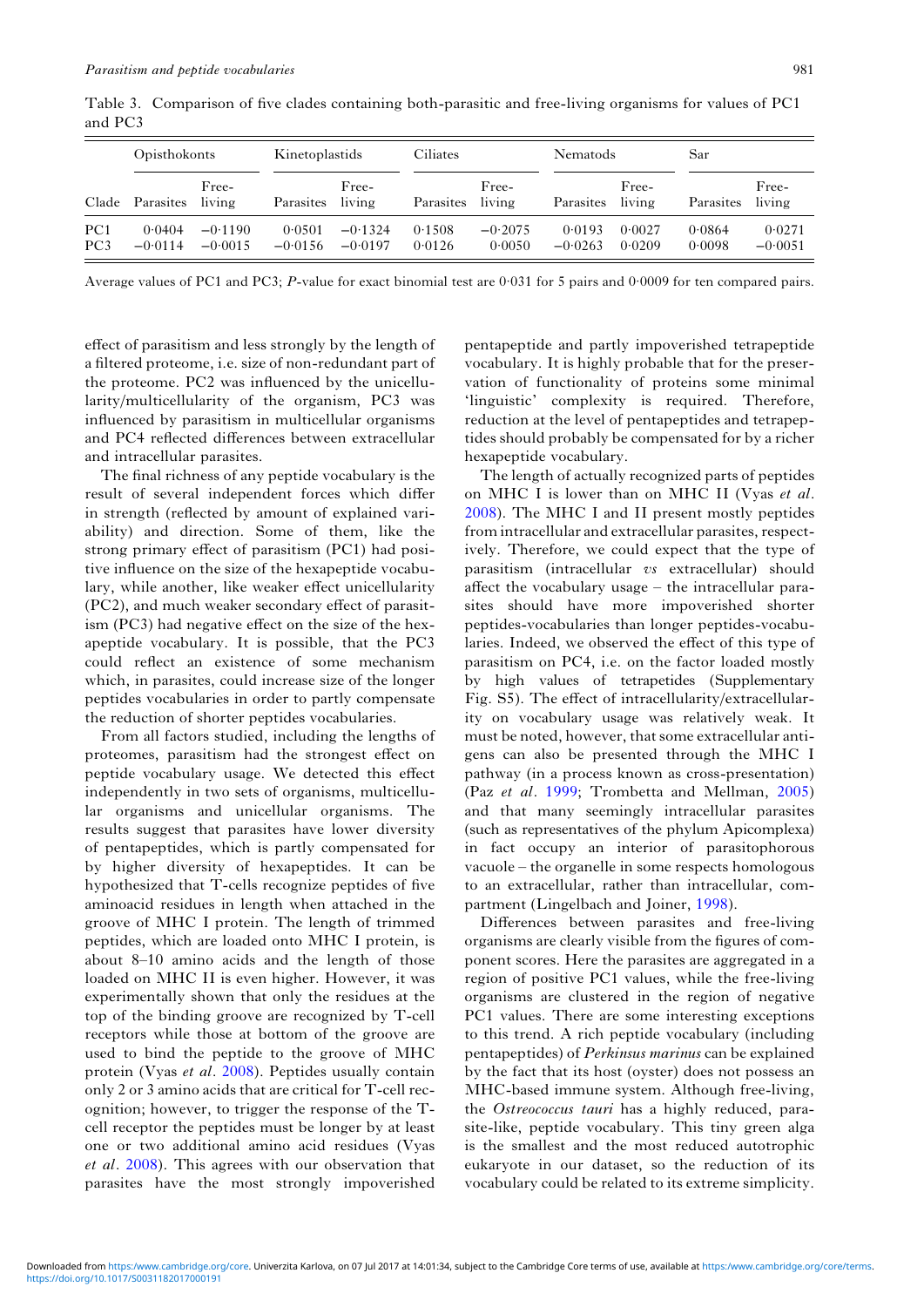Table 3. Comparison of five clades containing both-parasitic and free-living organisms for values of PC1 and PC3

| | Opisthokonts | | Kinetoplastids | | Ciliates | | Nematods | | Sar | |
|---|---|---|---|---|---|---|---|---|---|---|
| Clade | Parasites | Free-living | Parasites | Free-living | Parasites | Free-living | Parasites | Free-living | Parasites | Free-living |
| PC1 | 0·0404 | −0·1190 | 0·0501 | −0·1324 | 0·1508 | −0·2075 | 0·0193 | 0·0027 | 0·0864 | 0·0271 |
| PC3 | −0·0114 | −0·0015 | −0·0156 | −0·0197 | 0·0126 | 0·0050 | −0·0263 | 0·0209 | 0·0098 | −0·0051 |

Average values of PC1 and PC3; *P*-value for exact binomial test are 0·031 for 5 pairs and 0·0009 for ten compared pairs.

effect of parasitism and less strongly by the length of a filtered proteome, i.e. size of non-redundant part of the proteome. PC2 was influenced by the unicellularity/multicellularity of the organism, PC3 was influenced by parasitism in multicellular organisms and PC4 reflected differences between extracellular and intracellular parasites.

The final richness of any peptide vocabulary is the result of several independent forces which differ in strength (reflected by amount of explained variability) and direction. Some of them, like the strong primary effect of parasitism (PC1) had positive influence on the size of the hexapeptide vocabulary, while another, like weaker effect unicellularity (PC2), and much weaker secondary effect of parasitism (PC3) had negative effect on the size of the hexapeptide vocabulary. It is possible, that the PC3 could reflect an existence of some mechanism which, in parasites, could increase size of the longer peptides vocabularies in order to partly compensate the reduction of shorter peptides vocabularies.

From all factors studied, including the lengths of proteomes, parasitism had the strongest effect on peptide vocabulary usage. We detected this effect independently in two sets of organisms, multicellular organisms and unicellular organisms. The results suggest that parasites have lower diversity of pentapeptides, which is partly compensated for by higher diversity of hexapeptides. It can be hypothesized that T-cells recognize peptides of five aminoacid residues in length when attached in the groove of MHC I protein. The length of trimmed peptides, which are loaded onto MHC I protein, is about 8–10 amino acids and the length of those loaded on MHC II is even higher. However, it was experimentally shown that only the residues at the top of the binding groove are recognized by T-cell receptors while those at bottom of the groove are used to bind the peptide to the groove of MHC protein (Vyas *et al*. 2008). Peptides usually contain only 2 or 3 amino acids that are critical for T-cell recognition; however, to trigger the response of the T-cell receptor the peptides must be longer by at least one or two additional amino acid residues (Vyas *et al*. 2008). This agrees with our observation that parasites have the most strongly impoverished pentapeptide and partly impoverished tetrapeptide vocabulary. It is highly probable that for the preservation of functionality of proteins some minimal 'linguistic' complexity is required. Therefore, reduction at the level of pentapeptides and tetrapeptides should probably be compensated for by a richer hexapeptide vocabulary.

The length of actually recognized parts of peptides on MHC I is lower than on MHC II (Vyas *et al*. 2008). The MHC I and II present mostly peptides from intracellular and extracellular parasites, respectively. Therefore, we could expect that the type of parasitism (intracellular *vs* extracellular) should affect the vocabulary usage – the intracellular parasites should have more impoverished shorter peptides-vocabularies than longer peptides-vocabularies. Indeed, we observed the effect of this type of parasitism on PC4, i.e. on the factor loaded mostly by high values of tetrapetides (Supplementary Fig. S5). The effect of intracellularity/extracellularity on vocabulary usage was relatively weak. It must be noted, however, that some extracellular antigens can also be presented through the MHC I pathway (in a process known as cross-presentation) (Paz *et al*. 1999; Trombetta and Mellman, 2005) and that many seemingly intracellular parasites (such as representatives of the phylum Apicomplexa) in fact occupy an interior of parasitophorous vacuole – the organelle in some respects homologous to an extracellular, rather than intracellular, compartment (Lingelbach and Joiner, 1998).

Differences between parasites and free-living organisms are clearly visible from the figures of component scores. Here the parasites are aggregated in a region of positive PC1 values, while the free-living organisms are clustered in the region of negative PC1 values. There are some interesting exceptions to this trend. A rich peptide vocabulary (including pentapeptides) of *Perkinsus marinus* can be explained by the fact that its host (oyster) does not possess an MHC-based immune system. Although free-living, the *Ostreococcus tauri* has a highly reduced, parasite-like, peptide vocabulary. This tiny green alga is the smallest and the most reduced autotrophic eukaryote in our dataset, so the reduction of its vocabulary could be related to its extreme simplicity.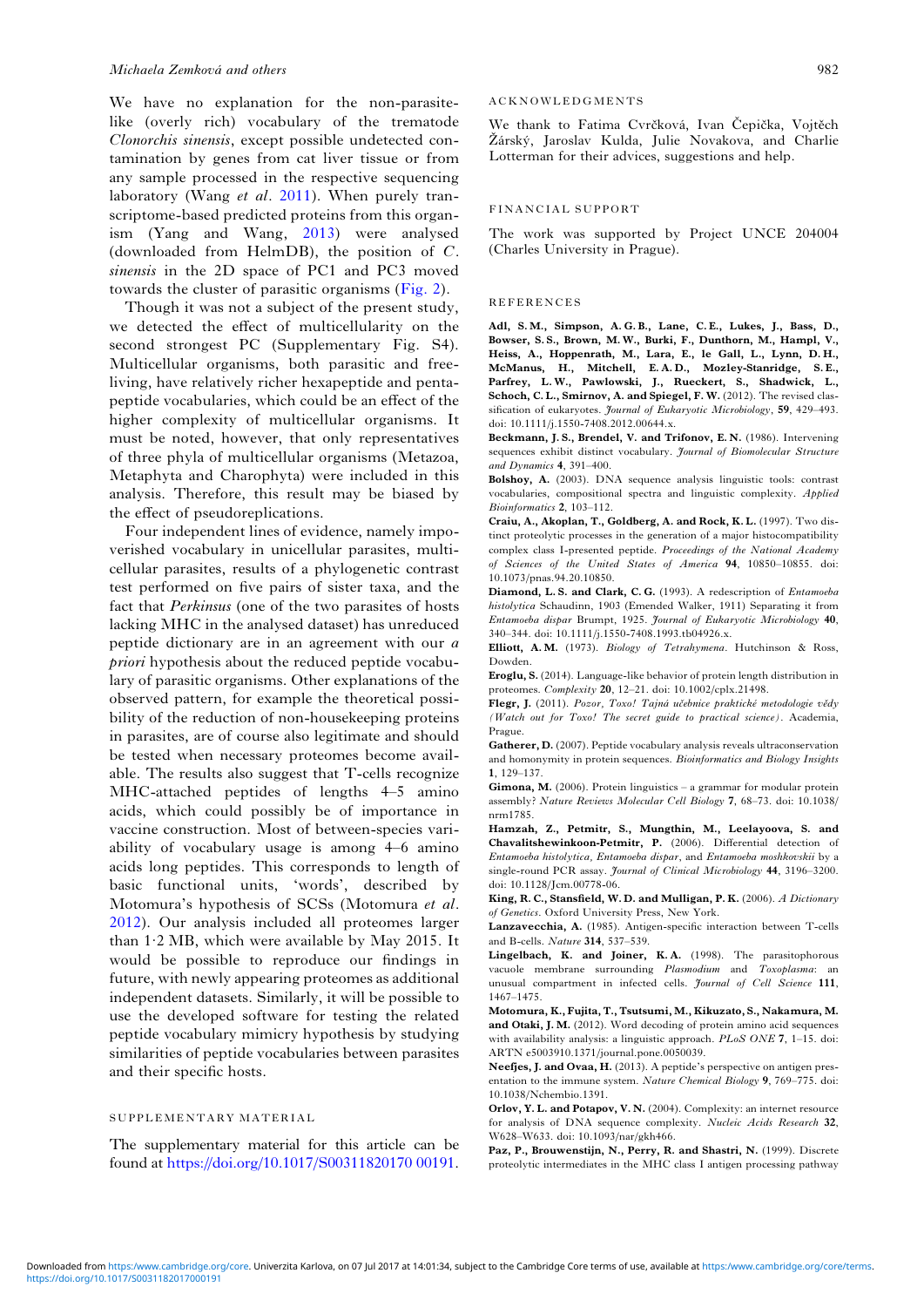We have no explanation for the non-parasite-like (overly rich) vocabulary of the trematode *Clonorchis sinensis*, except possible undetected contamination by genes from cat liver tissue or from any sample processed in the respective sequencing laboratory (Wang *et al*. 2011). When purely transcriptome-based predicted proteins from this organism (Yang and Wang, 2013) were analysed (downloaded from HelmDB), the position of *C. sinensis* in the 2D space of PC1 and PC3 moved towards the cluster of parasitic organisms (Fig. 2).

Though it was not a subject of the present study, we detected the effect of multicellularity on the second strongest PC (Supplementary Fig. S4). Multicellular organisms, both parasitic and free-living, have relatively richer hexapeptide and pentapeptide vocabularies, which could be an effect of the higher complexity of multicellular organisms. It must be noted, however, that only representatives of three phyla of multicellular organisms (Metazoa, Metaphyta and Charophyta) were included in this analysis. Therefore, this result may be biased by the effect of pseudoreplications.

Four independent lines of evidence, namely impoverished vocabulary in unicellular parasites, multicellular parasites, results of a phylogenetic contrast test performed on five pairs of sister taxa, and the fact that *Perkinsus* (one of the two parasites of hosts lacking MHC in the analysed dataset) has unreduced peptide dictionary are in an agreement with our *a priori* hypothesis about the reduced peptide vocabulary of parasitic organisms. Other explanations of the observed pattern, for example the theoretical possibility of the reduction of non-housekeeping proteins in parasites, are of course also legitimate and should be tested when necessary proteomes become available. The results also suggest that T-cells recognize MHC-attached peptides of lengths 4–5 amino acids, which could possibly be of importance in vaccine construction. Most of between-species variability of vocabulary usage is among 4–6 amino acids long peptides. This corresponds to length of basic functional units, 'words', described by Motomura's hypothesis of SCSs (Motomura *et al*. 2012). Our analysis included all proteomes larger than 1·2 MB, which were available by May 2015. It would be possible to reproduce our findings in future, with newly appearing proteomes as additional independent datasets. Similarly, it will be possible to use the developed software for testing the related peptide vocabulary mimicry hypothesis by studying similarities of peptide vocabularies between parasites and their specific hosts.

## SUPPLEMENTARY MATERIAL

The supplementary material for this article can be found at https://doi.org/10.1017/S00311820170 00191.

## ACKNOWLEDGMENTS

We thank to Fatima Cvrčková, Ivan Čepička, Vojtěch Žárský, Jaroslav Kulda, Julie Novakova, and Charlie Lotterman for their advices, suggestions and help.

## FINANCIAL SUPPORT

The work was supported by Project UNCE 204004 (Charles University in Prague).

## REFERENCES

**Adl, S. M., Simpson, A. G. B., Lane, C. E., Lukes, J., Bass, D., Bowser, S. S., Brown, M. W., Burki, F., Dunthorn, M., Hampl, V., Heiss, A., Hoppenrath, M., Lara, E., le Gall, L., Lynn, D. H., McManus, H., Mitchell, E. A. D., Mozley-Stanridge, S. E., Parfrey, L. W., Pawlowski, J., Rueckert, S., Shadwick, L., Schoch, C. L., Smirnov, A. and Spiegel, F. W.** (2012). The revised classification of eukaryotes. *Journal of Eukaryotic Microbiology*, **59**, 429–493. doi: 10.1111/j.1550-7408.2012.00644.x.

**Beckmann, J. S., Brendel, V. and Trifonov, E. N.** (1986). Intervening sequences exhibit distinct vocabulary. *Journal of Biomolecular Structure and Dynamics* **4**, 391–400.

**Bolshoy, A.** (2003). DNA sequence analysis linguistic tools: contrast vocabularies, compositional spectra and linguistic complexity. *Applied Bioinformatics* **2**, 103–112.

**Craiu, A., Akoplan, T., Goldberg, A. and Rock, K. L.** (1997). Two distinct proteolytic processes in the generation of a major histocompatibility complex class I-presented peptide. *Proceedings of the National Academy of Sciences of the United States of America* **94**, 10850–10855. doi: 10.1073/pnas.94.20.10850.

**Diamond, L. S. and Clark, C. G.** (1993). A redescription of *Entamoeba histolytica* Schaudinn, 1903 (Emended Walker, 1911) Separating it from *Entamoeba dispar* Brumpt, 1925. *Journal of Eukaryotic Microbiology* **40**, 340–344. doi: 10.1111/j.1550-7408.1993.tb04926.x.

**Elliott, A. M.** (1973). *Biology of Tetrahymena*. Hutchinson & Ross, Dowden.

**Eroglu, S.** (2014). Language-like behavior of protein length distribution in proteomes. *Complexity* **20**, 12–21. doi: 10.1002/cplx.21498.

**Flegr, J.** (2011). *Pozor, Toxo! Tajná učebnice praktické metodologie vědy (Watch out for Toxo! The secret guide to practical science)*. Academia, Prague.

**Gatherer, D.** (2007). Peptide vocabulary analysis reveals ultraconservation and homonymity in protein sequences. *Bioinformatics and Biology Insights* **1**, 129–137.

**Gimona, M.** (2006). Protein linguistics – a grammar for modular protein assembly? *Nature Reviews Molecular Cell Biology* **7**, 68–73. doi: 10.1038/nrm1785.

**Hamzah, Z., Petmitr, S., Mungthin, M., Leelayoova, S. and Chavalitshewinkoon-Petmitr, P.** (2006). Differential detection of *Entamoeba histolytica*, *Entamoeba dispar*, and *Entamoeba moshkovskii* by a single-round PCR assay. *Journal of Clinical Microbiology* **44**, 3196–3200. doi: 10.1128/Jcm.00778-06.

**King, R. C., Stansfield, W. D. and Mulligan, P. K.** (2006). *A Dictionary of Genetics*. Oxford University Press, New York.

**Lanzavecchia, A.** (1985). Antigen-specific interaction between T-cells and B-cells. *Nature* **314**, 537–539.

**Lingelbach, K. and Joiner, K. A.** (1998). The parasitophorous vacuole membrane surrounding *Plasmodium* and *Toxoplasma*: an unusual compartment in infected cells. *Journal of Cell Science* **111**, 1467–1475.

**Motomura, K., Fujita, T., Tsutsumi, M., Kikuzato, S., Nakamura, M. and Otaki, J. M.** (2012). Word decoding of protein amino acid sequences with availability analysis: a linguistic approach. *PLoS ONE* **7**, 1–15. doi: ARTN e5003910.1371/journal.pone.0050039.

**Neefjes, J. and Ovaa, H.** (2013). A peptide's perspective on antigen presentation to the immune system. *Nature Chemical Biology* **9**, 769–775. doi: 10.1038/Nchembio.1391.

**Orlov, Y. L. and Potapov, V. N.** (2004). Complexity: an internet resource for analysis of DNA sequence complexity. *Nucleic Acids Research* **32**, W628–W633. doi: 10.1093/nar/gkh466.

**Paz, P., Brouwenstijn, N., Perry, R. and Shastri, N.** (1999). Discrete proteolytic intermediates in the MHC class I antigen processing pathway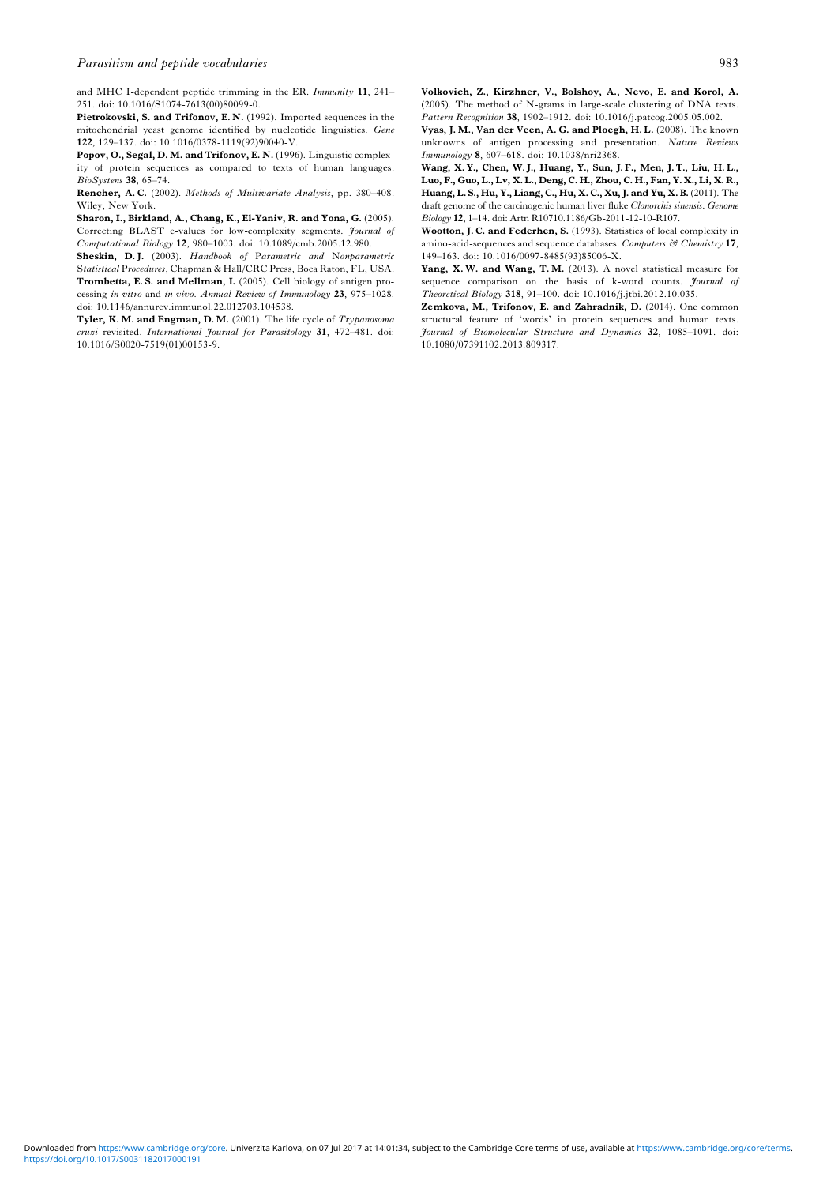and MHC I-dependent peptide trimming in the ER. *Immunity* **11**, 241–251. doi: 10.1016/S1074-7613(00)80099-0.

**Pietrokovski, S. and Trifonov, E. N.** (1992). Imported sequences in the mitochondrial yeast genome identified by nucleotide linguistics. *Gene* **122**, 129–137. doi: 10.1016/0378-1119(92)90040-V.

**Popov, O., Segal, D. M. and Trifonov, E. N.** (1996). Linguistic complexity of protein sequences as compared to texts of human languages. *BioSystens* **38**, 65–74.

**Rencher, A. C.** (2002). *Methods of Multivariate Analysis*, pp. 380–408. Wiley, New York.

**Sharon, I., Birkland, A., Chang, K., El-Yaniv, R. and Yona, G.** (2005). Correcting BLAST e-values for low-complexity segments. *Journal of Computational Biology* **12**, 980–1003. doi: 10.1089/cmb.2005.12.980.

**Sheskin, D. J.** (2003). *Handbook of Parametric and Nonparametric Statistical Procedures*, Chapman & Hall/CRC Press, Boca Raton, FL, USA.

**Trombetta, E. S. and Mellman, I.** (2005). Cell biology of antigen processing *in vitro* and *in vivo*. *Annual Review of Immunology* **23**, 975–1028. doi: 10.1146/annurev.immunol.22.012703.104538.

**Tyler, K. M. and Engman, D. M.** (2001). The life cycle of *Trypanosoma cruzi* revisited. *International Journal for Parasitology* **31**, 472–481. doi: 10.1016/S0020-7519(01)00153-9.

**Volkovich, Z., Kirzhner, V., Bolshoy, A., Nevo, E. and Korol, A.** (2005). The method of N-grams in large-scale clustering of DNA texts. *Pattern Recognition* **38**, 1902–1912. doi: 10.1016/j.patcog.2005.05.002.

**Vyas, J. M., Van der Veen, A. G. and Ploegh, H. L.** (2008). The known unknowns of antigen processing and presentation. *Nature Reviews Immunology* **8**, 607–618. doi: 10.1038/nri2368.

**Wang, X. Y., Chen, W. J., Huang, Y., Sun, J. F., Men, J. T., Liu, H. L., Luo, F., Guo, L., Lv, X. L., Deng, C. H., Zhou, C. H., Fan, Y. X., Li, X. R., Huang, L. S., Hu, Y., Liang, C., Hu, X. C., Xu, J. and Yu, X. B.** (2011). The draft genome of the carcinogenic human liver fluke *Clonorchis sinensis*. *Genome Biology* **12**, 1–14. doi: Artn R10710.1186/Gb-2011-12-10-R107.

**Wootton, J. C. and Federhen, S.** (1993). Statistics of local complexity in amino-acid-sequences and sequence databases. *Computers & Chemistry* **17**, 149–163. doi: 10.1016/0097-8485(93)85006-X.

**Yang, X. W. and Wang, T. M.** (2013). A novel statistical measure for sequence comparison on the basis of k-word counts. *Journal of Theoretical Biology* **318**, 91–100. doi: 10.1016/j.jtbi.2012.10.035.

**Zemkova, M., Trifonov, E. and Zahradnik, D.** (2014). One common structural feature of 'words' in protein sequences and human texts. *Journal of Biomolecular Structure and Dynamics* **32**, 1085–1091. doi: 10.1080/07391102.2013.809317.